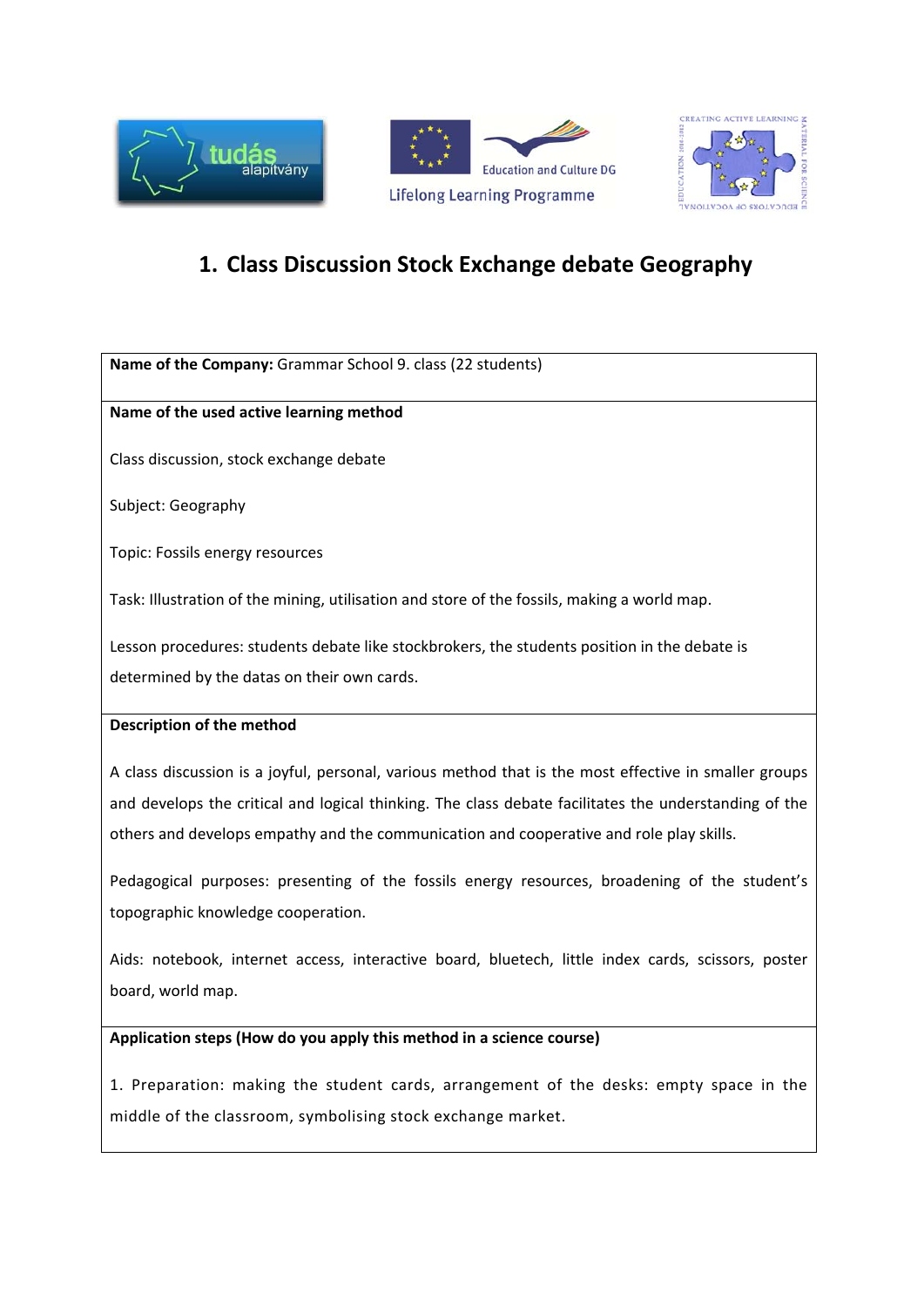# 1. Class Discussion Stock Exchange debate Geography

**Name of the Company:** Grammar School 9. class (22 students)

**Name of the used active learning method**

Class discussion, stock exchange debate

Subject: Geography

Topic: Fossils energy resources

Task: Illustration of the mining, utilisation and store of the fossils, making a world map.

Lesson procedures: students debate like stockbrokers, the students position in the debate is determined by the datas on their own cards.

**Description of the method**

A class discussion is a joyful, personal, various method that is the most effective in smaller groups and develops the critical and logical thinking. The class debate facilitates the understanding of the others and develops empathy and the communication and cooperative and role play skills.

Pedagogical purposes: presenting of the fossils energy resources, broadening of the student's topographic knowledge cooperation.

Aids: notebook, internet access, interactive board, bluetech, little index cards, scissors, poster board, world map.

**Application steps (How do you apply this method in a science course)**

1. Preparation: making the student cards, arrangement of the desks: empty space in the middle of the classroom, symbolising stock exchange market.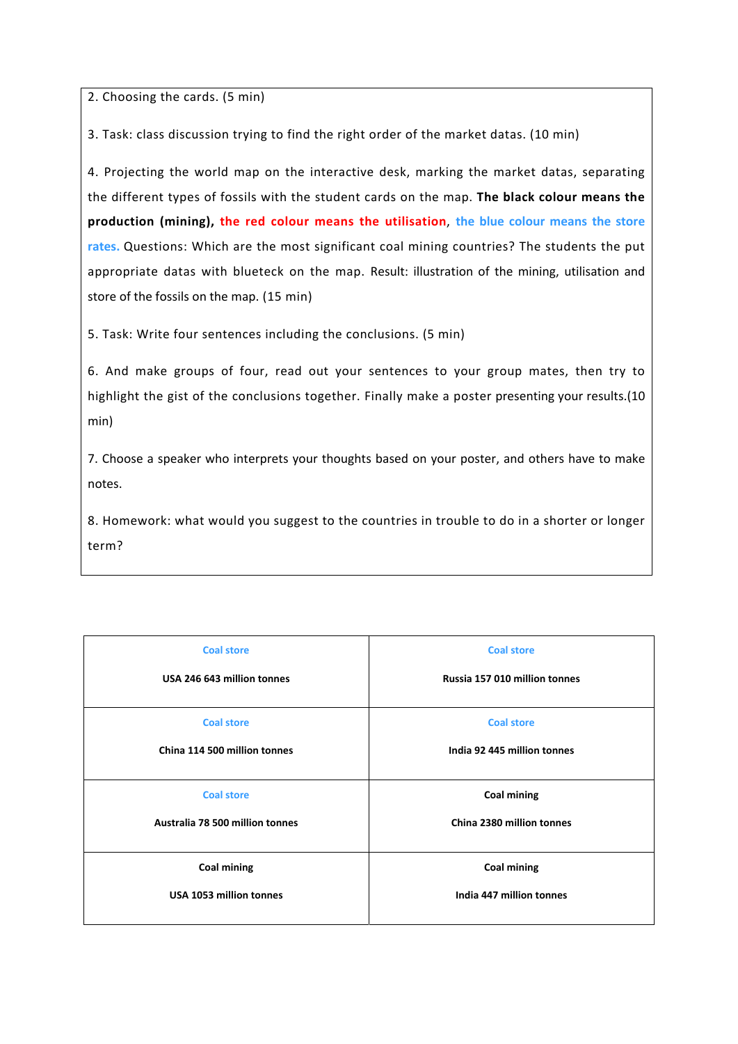2. Choosing the cards. (5 min)

3. Task: class discussion trying to find the right order of the market datas. (10 min)

4. Projecting the world map on the interactive desk, marking the market datas, separating the different types of fossils with the student cards on the map. **The black colour means the production (mining),** **the red colour means the utilisation**, **the blue colour means the store rates.** Questions: Which are the most significant coal mining countries? The students the put appropriate datas with blueteck on the map. Result: illustration of the mining, utilisation and store of the fossils on the map. (15 min)

5. Task: Write four sentences including the conclusions. (5 min)

6. And make groups of four, read out your sentences to your group mates, then try to highlight the gist of the conclusions together. Finally make a poster presenting your results.(10 min)

7. Choose a speaker who interprets your thoughts based on your poster, and others have to make notes.

8. Homework: what would you suggest to the countries in trouble to do in a shorter or longer term?

| | |
|---|---|
| **Coal store**<br><br>**USA 246 643 million tonnes** | **Coal store**<br><br>**Russia 157 010 million tonnes** |
| **Coal store**<br><br>**China 114 500 million tonnes** | **Coal store**<br><br>**India 92 445 million tonnes** |
| **Coal store**<br><br>**Australia 78 500 million tonnes** | **Coal mining**<br><br>**China 2380 million tonnes** |
| **Coal mining**<br><br>**USA 1053 million tonnes** | **Coal mining**<br><br>**India 447 million tonnes** |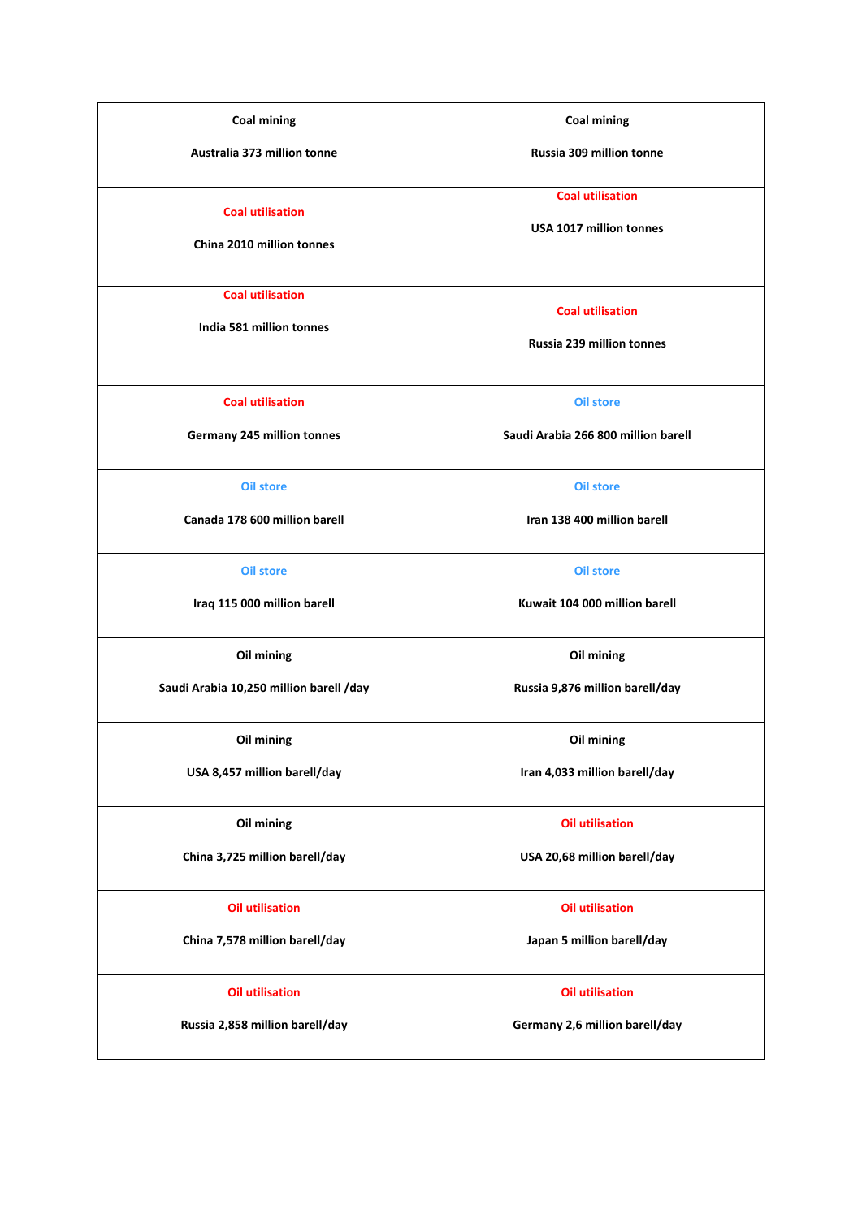| Coal mining<br><br>Australia 373 million tonne | Coal mining<br><br>Russia 309 million tonne |
|---|---|
| Coal utilisation<br><br>China 2010 million tonnes | Coal utilisation<br><br>USA 1017 million tonnes |
| Coal utilisation<br><br>India 581 million tonnes | Coal utilisation<br><br>Russia 239 million tonnes |
| Coal utilisation<br><br>Germany 245 million tonnes | Oil store<br><br>Saudi Arabia 266 800 million barell |
| Oil store<br><br>Canada 178 600 million barell | Oil store<br><br>Iran 138 400 million barell |
| Oil store<br><br>Iraq 115 000 million barell | Oil store<br><br>Kuwait 104 000 million barell |
| Oil mining<br><br>Saudi Arabia 10,250 million barell /day | Oil mining<br><br>Russia 9,876 million barell/day |
| Oil mining<br><br>USA 8,457 million barell/day | Oil mining<br><br>Iran 4,033 million barell/day |
| Oil mining<br><br>China 3,725 million barell/day | Oil utilisation<br><br>USA 20,68 million barell/day |
| Oil utilisation<br><br>China 7,578 million barell/day | Oil utilisation<br><br>Japan 5 million barell/day |
| Oil utilisation<br><br>Russia 2,858 million barell/day | Oil utilisation<br><br>Germany 2,6 million barell/day |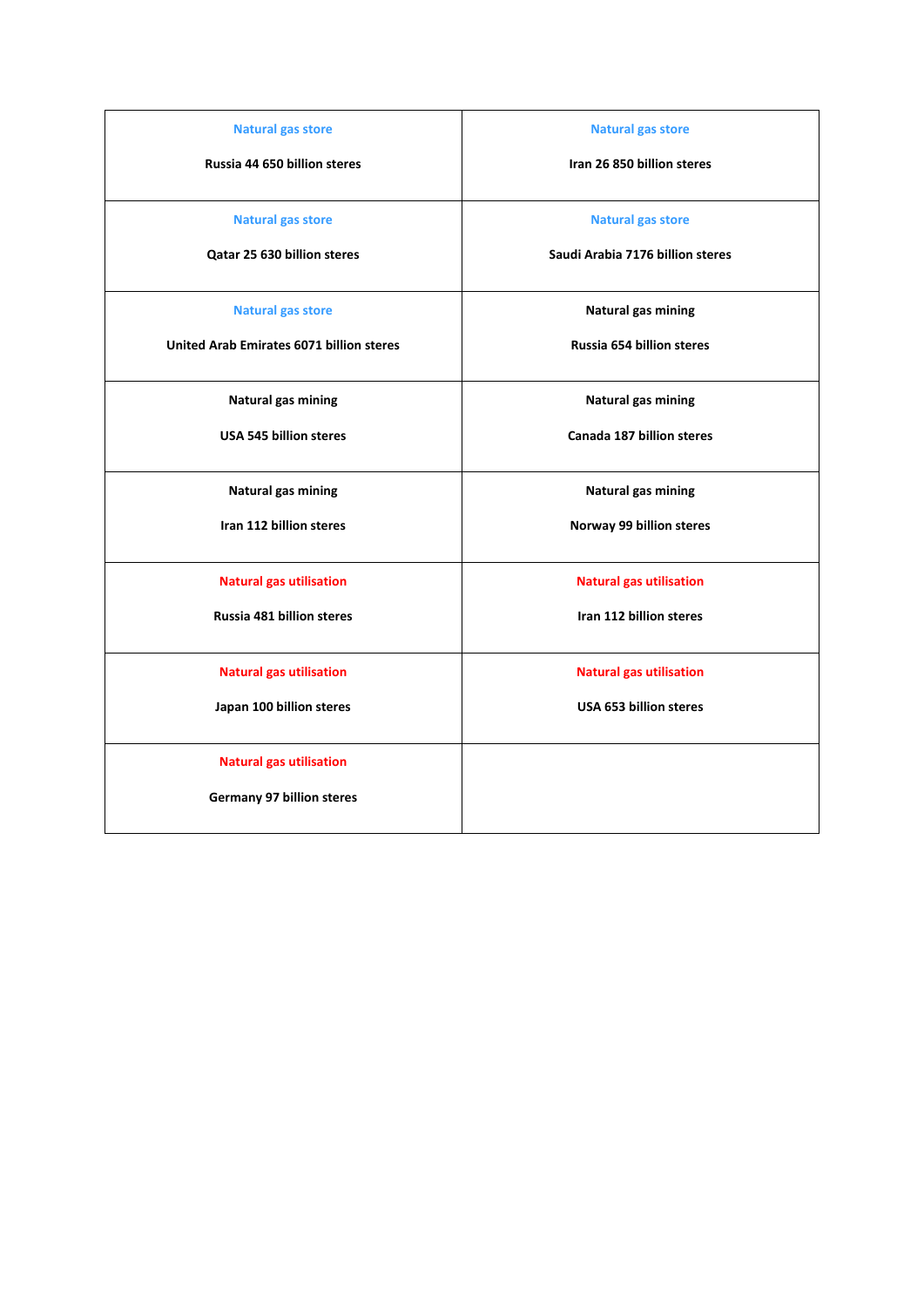| | |
|---|---|
| Natural gas store<br><br>**Russia 44 650 billion steres** | Natural gas store<br><br>**Iran 26 850 billion steres** |
| Natural gas store<br><br>**Qatar 25 630 billion steres** | Natural gas store<br><br>**Saudi Arabia 7176 billion steres** |
| Natural gas store<br><br>**United Arab Emirates 6071 billion steres** | **Natural gas mining**<br><br>**Russia 654 billion steres** |
| **Natural gas mining**<br><br>**USA 545 billion steres** | **Natural gas mining**<br><br>**Canada 187 billion steres** |
| **Natural gas mining**<br><br>**Iran 112 billion steres** | **Natural gas mining**<br><br>**Norway 99 billion steres** |
| Natural gas utilisation<br><br>**Russia 481 billion steres** | Natural gas utilisation<br><br>**Iran 112 billion steres** |
| Natural gas utilisation<br><br>**Japan 100 billion steres** | Natural gas utilisation<br><br>**USA 653 billion steres** |
| Natural gas utilisation<br><br>**Germany 97 billion steres** | |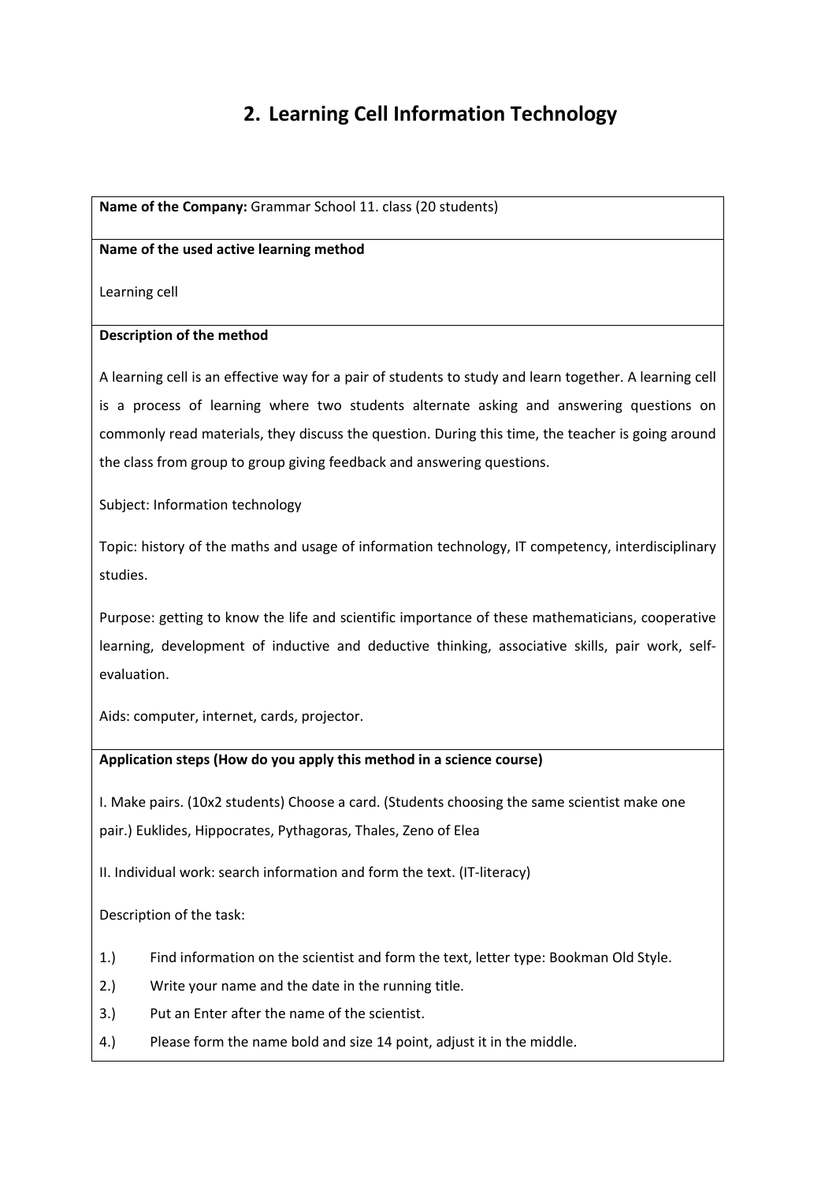## 2. Learning Cell Information Technology

**Name of the Company:** Grammar School 11. class (20 students)

**Name of the used active learning method**

Learning cell

**Description of the method**

A learning cell is an effective way for a pair of students to study and learn together. A learning cell is a process of learning where two students alternate asking and answering questions on commonly read materials, they discuss the question. During this time, the teacher is going around the class from group to group giving feedback and answering questions.

Subject: Information technology

Topic: history of the maths and usage of information technology, IT competency, interdisciplinary studies.

Purpose: getting to know the life and scientific importance of these mathematicians, cooperative learning, development of inductive and deductive thinking, associative skills, pair work, self-evaluation.

Aids: computer, internet, cards, projector.

**Application steps (How do you apply this method in a science course)**

I. Make pairs. (10x2 students) Choose a card. (Students choosing the same scientist make one pair.) Euklides, Hippocrates, Pythagoras, Thales, Zeno of Elea

II. Individual work: search information and form the text. (IT-literacy)

Description of the task:

1.) Find information on the scientist and form the text, letter type: Bookman Old Style.
2.) Write your name and the date in the running title.
3.) Put an Enter after the name of the scientist.
4.) Please form the name bold and size 14 point, adjust it in the middle.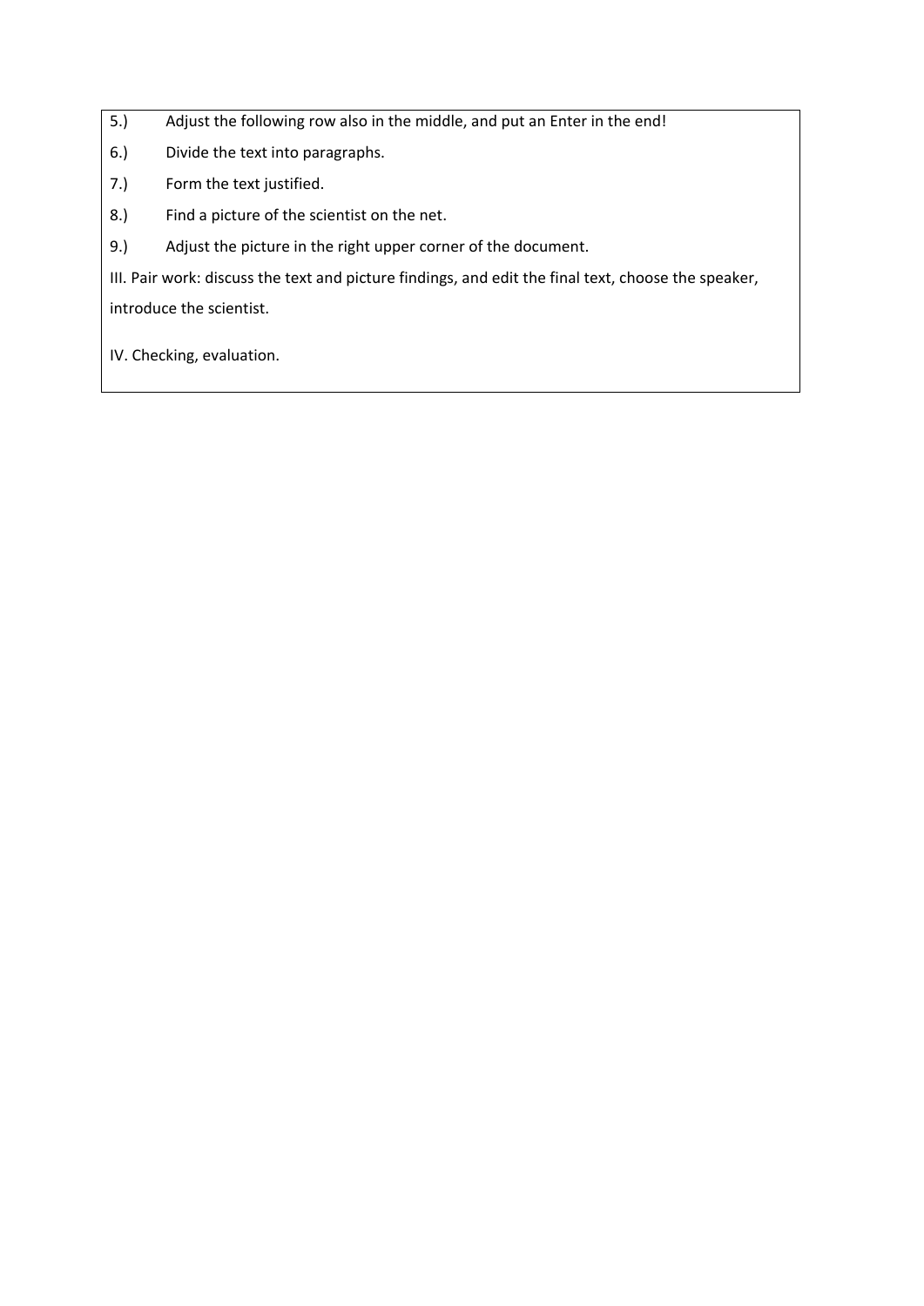5.) Adjust the following row also in the middle, and put an Enter in the end!

6.) Divide the text into paragraphs.

7.) Form the text justified.

8.) Find a picture of the scientist on the net.

9.) Adjust the picture in the right upper corner of the document.

III. Pair work: discuss the text and picture findings, and edit the final text, choose the speaker, introduce the scientist.

IV. Checking, evaluation.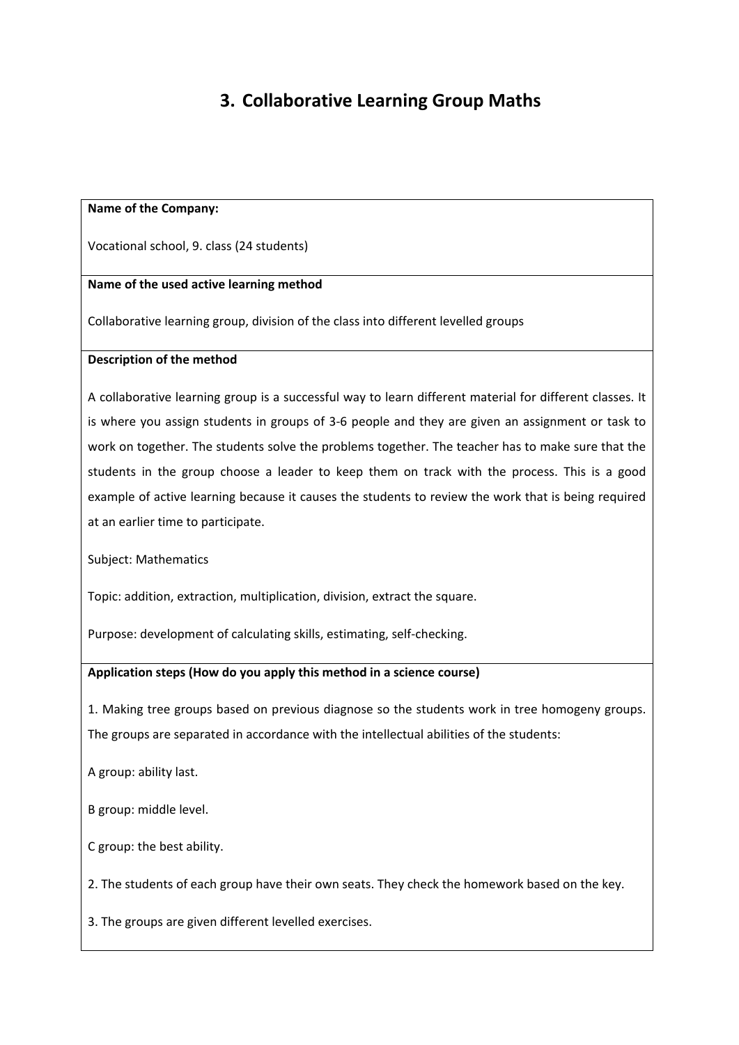# 3. Collaborative Learning Group Maths

**Name of the Company:**

Vocational school, 9. class (24 students)

**Name of the used active learning method**

Collaborative learning group, division of the class into different levelled groups

**Description of the method**

A collaborative learning group is a successful way to learn different material for different classes. It is where you assign students in groups of 3-6 people and they are given an assignment or task to work on together. The students solve the problems together. The teacher has to make sure that the students in the group choose a leader to keep them on track with the process. This is a good example of active learning because it causes the students to review the work that is being required at an earlier time to participate.

Subject: Mathematics

Topic: addition, extraction, multiplication, division, extract the square.

Purpose: development of calculating skills, estimating, self-checking.

**Application steps (How do you apply this method in a science course)**

1. Making tree groups based on previous diagnose so the students work in tree homogeny groups. The groups are separated in accordance with the intellectual abilities of the students:

A group: ability last.

B group: middle level.

C group: the best ability.

2. The students of each group have their own seats. They check the homework based on the key.

3. The groups are given different levelled exercises.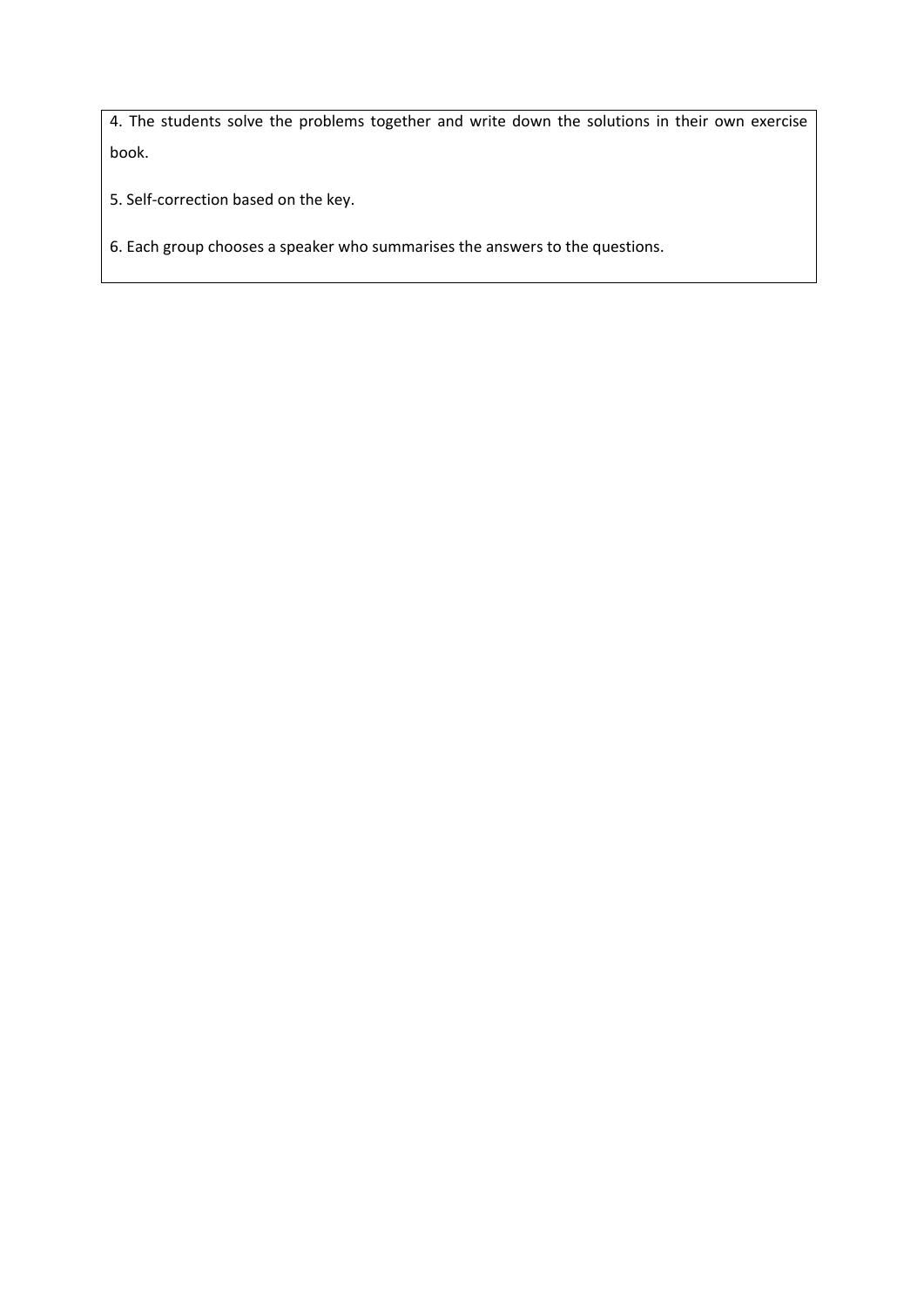4. The students solve the problems together and write down the solutions in their own exercise book.

5. Self-correction based on the key.

6. Each group chooses a speaker who summarises the answers to the questions.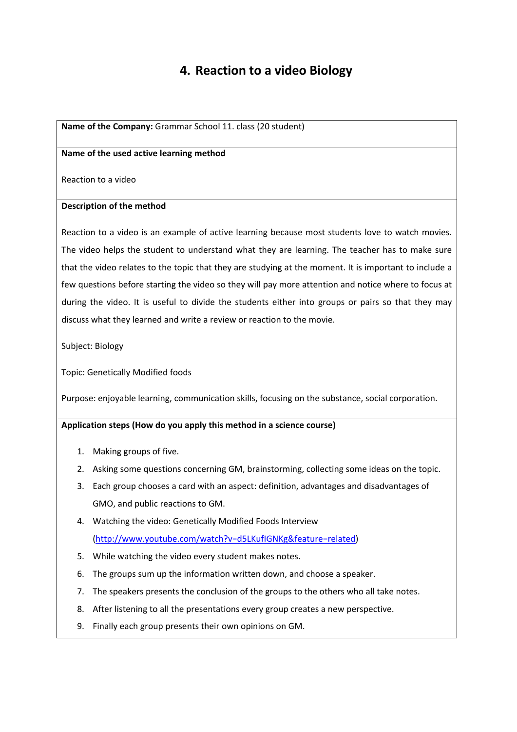## 4. Reaction to a video Biology

**Name of the Company:** Grammar School 11. class (20 student)

**Name of the used active learning method**

Reaction to a video

**Description of the method**

Reaction to a video is an example of active learning because most students love to watch movies. The video helps the student to understand what they are learning. The teacher has to make sure that the video relates to the topic that they are studying at the moment. It is important to include a few questions before starting the video so they will pay more attention and notice where to focus at during the video. It is useful to divide the students either into groups or pairs so that they may discuss what they learned and write a review or reaction to the movie.

Subject: Biology

Topic: Genetically Modified foods

Purpose: enjoyable learning, communication skills, focusing on the substance, social corporation.

**Application steps (How do you apply this method in a science course)**

1. Making groups of five.
2. Asking some questions concerning GM, brainstorming, collecting some ideas on the topic.
3. Each group chooses a card with an aspect: definition, advantages and disadvantages of GMO, and public reactions to GM.
4. Watching the video: Genetically Modified Foods Interview (http://www.youtube.com/watch?v=d5LKufIGNKg&feature=related)
5. While watching the video every student makes notes.
6. The groups sum up the information written down, and choose a speaker.
7. The speakers presents the conclusion of the groups to the others who all take notes.
8. After listening to all the presentations every group creates a new perspective.
9. Finally each group presents their own opinions on GM.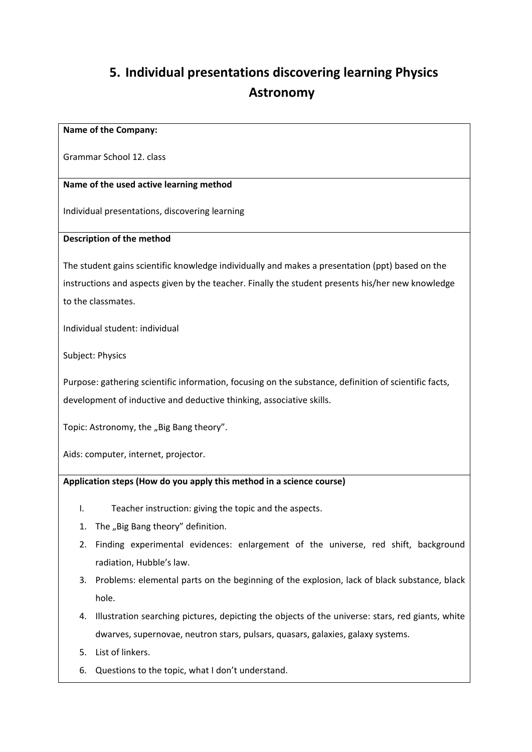# 5. Individual presentations discovering learning Physics Astronomy

**Name of the Company:**

Grammar School 12. class

**Name of the used active learning method**

Individual presentations, discovering learning

**Description of the method**

The student gains scientific knowledge individually and makes a presentation (ppt) based on the instructions and aspects given by the teacher. Finally the student presents his/her new knowledge to the classmates.

Individual student: individual

Subject: Physics

Purpose: gathering scientific information, focusing on the substance, definition of scientific facts, development of inductive and deductive thinking, associative skills.

Topic: Astronomy, the „Big Bang theory".

Aids: computer, internet, projector.

**Application steps (How do you apply this method in a science course)**

I. Teacher instruction: giving the topic and the aspects.

1. The „Big Bang theory" definition.
2. Finding experimental evidences: enlargement of the universe, red shift, background radiation, Hubble's law.
3. Problems: elemental parts on the beginning of the explosion, lack of black substance, black hole.
4. Illustration searching pictures, depicting the objects of the universe: stars, red giants, white dwarves, supernovae, neutron stars, pulsars, quasars, galaxies, galaxy systems.
5. List of linkers.
6. Questions to the topic, what I don't understand.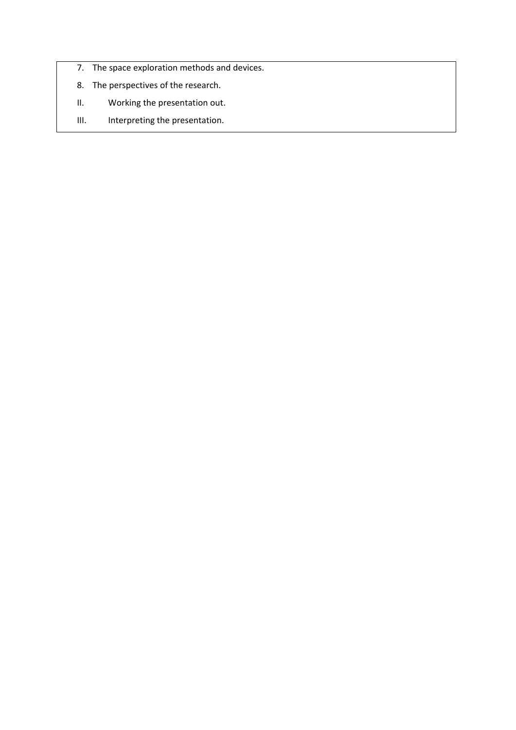7. The space exploration methods and devices.
8. The perspectives of the research.

II. Working the presentation out.

III. Interpreting the presentation.